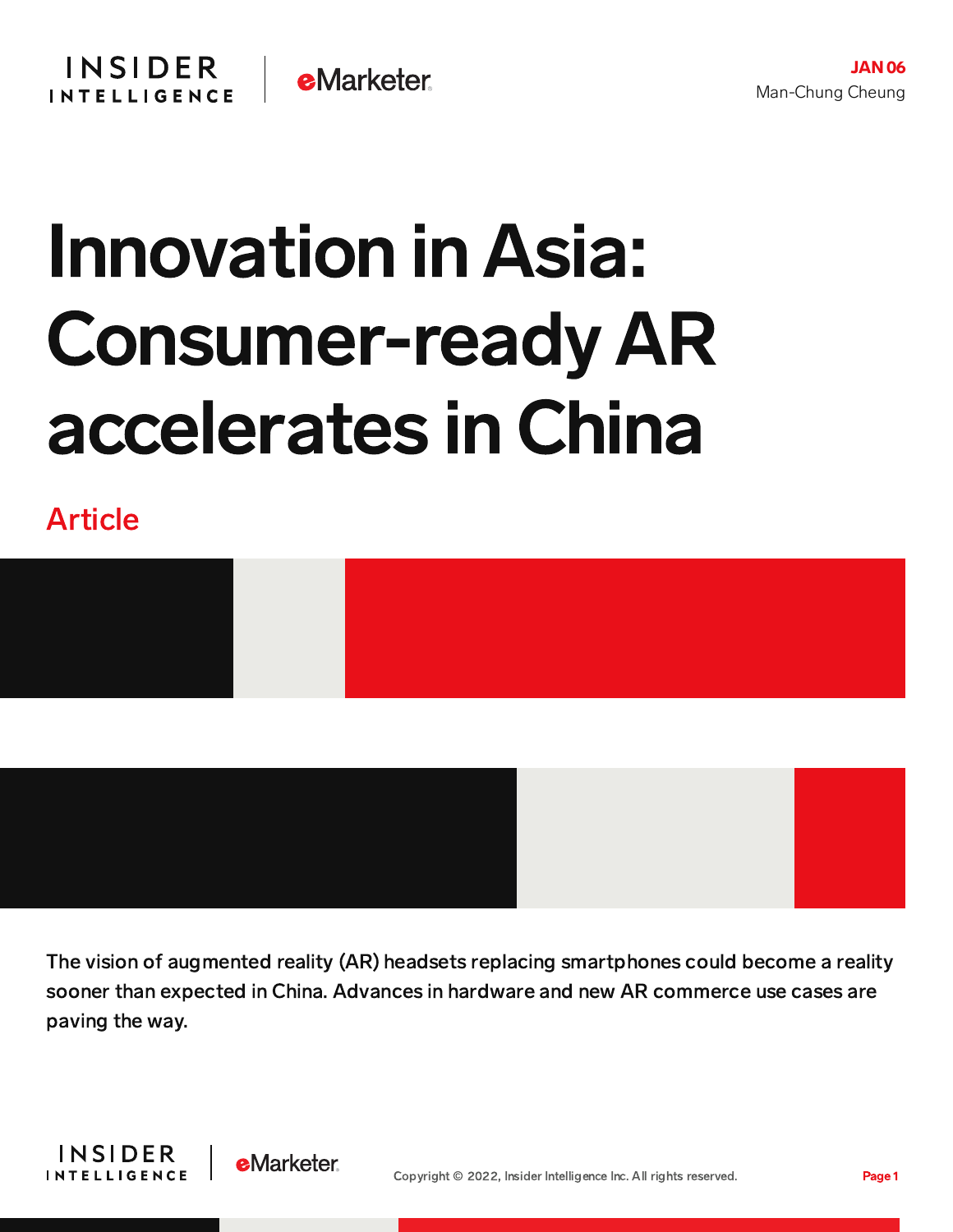JAN 06

Man-Chung Cheung

# Innovation in Asia: Consumer-ready AR accelerates in China

Article

The vision of augmented reality (AR) headsets replacing smartphones could become a reality sooner than expected in China. Advances in hardware and new AR commerce use cases are paving the way.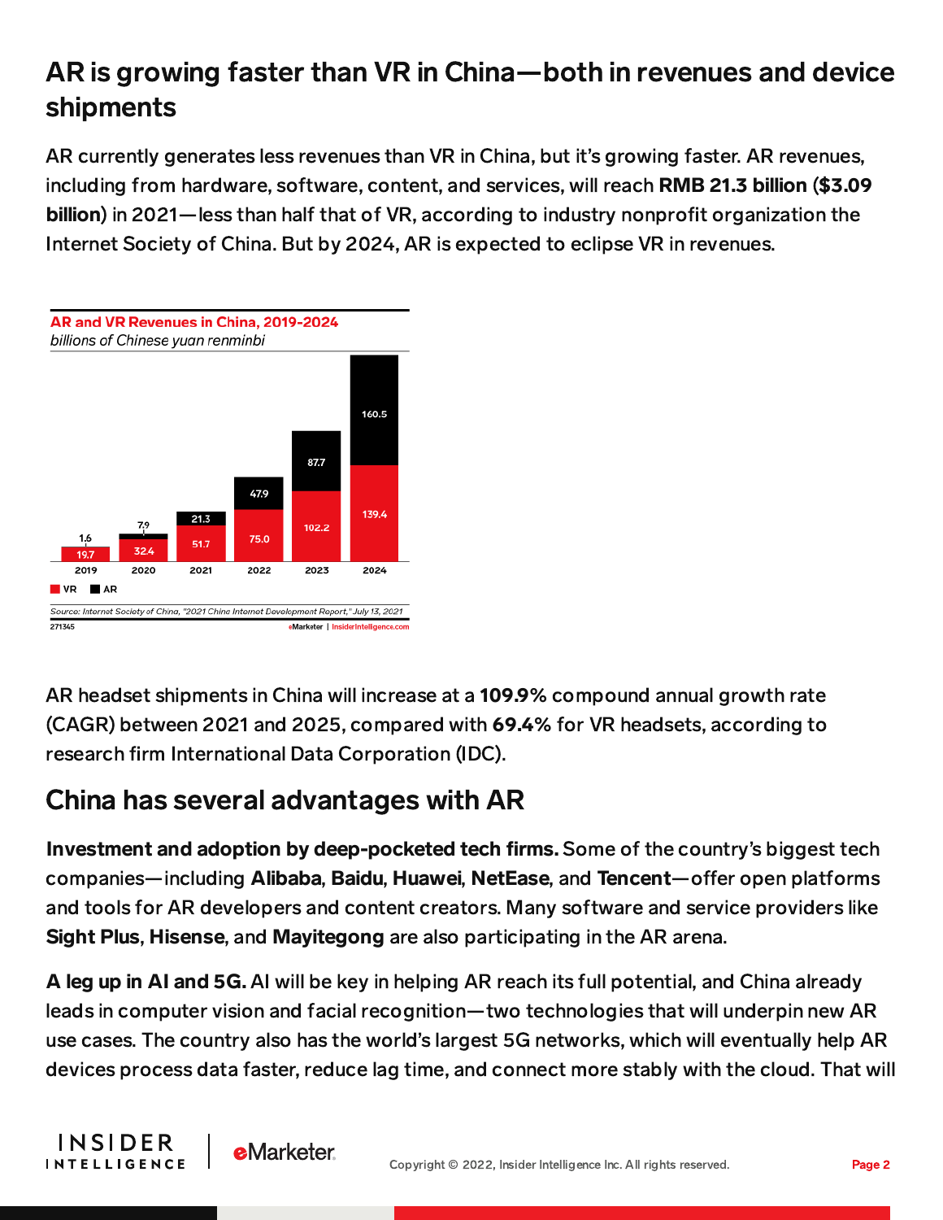## AR is growing faster than VR in China—both in revenues and device shipments

AR currently generates less revenues than VR in China, but it's growing faster. AR revenues, including from hardware, software, content, and services, will reach **RMB 21.3 billion** (**$3.09 billion**) in 2021—less than half that of VR, according to industry nonprofit organization the Internet Society of China. But by 2024, AR is expected to eclipse VR in revenues.

**AR and VR Revenues in China, 2019-2024**
*billions of Chinese yuan renminbi*

| | 2019 | 2020 | 2021 | 2022 | 2023 | 2024 |
|---|---|---|---|---|---|---|
| VR | 19.7 | 32.4 | 51.7 | 75.0 | 102.2 | 139.4 |
| AR | 1.6 | 7.9 | 21.3 | 47.9 | 87.7 | 160.5 |

*Source: Internet Society of China, "2021 China Internet Development Report," July 13, 2021*

271345 eMarketer | InsiderIntelligence.com

AR headset shipments in China will increase at a **109.9%** compound annual growth rate (CAGR) between 2021 and 2025, compared with **69.4%** for VR headsets, according to research firm International Data Corporation (IDC).

## China has several advantages with AR

**Investment and adoption by deep-pocketed tech firms.** Some of the country's biggest tech companies—including **Alibaba**, **Baidu**, **Huawei**, **NetEase**, and **Tencent**—offer open platforms and tools for AR developers and content creators. Many software and service providers like **Sight Plus**, **Hisense**, and **Mayitegong** are also participating in the AR arena.

**A leg up in AI and 5G.** AI will be key in helping AR reach its full potential, and China already leads in computer vision and facial recognition—two technologies that will underpin new AR use cases. The country also has the world's largest 5G networks, which will eventually help AR devices process data faster, reduce lag time, and connect more stably with the cloud. That will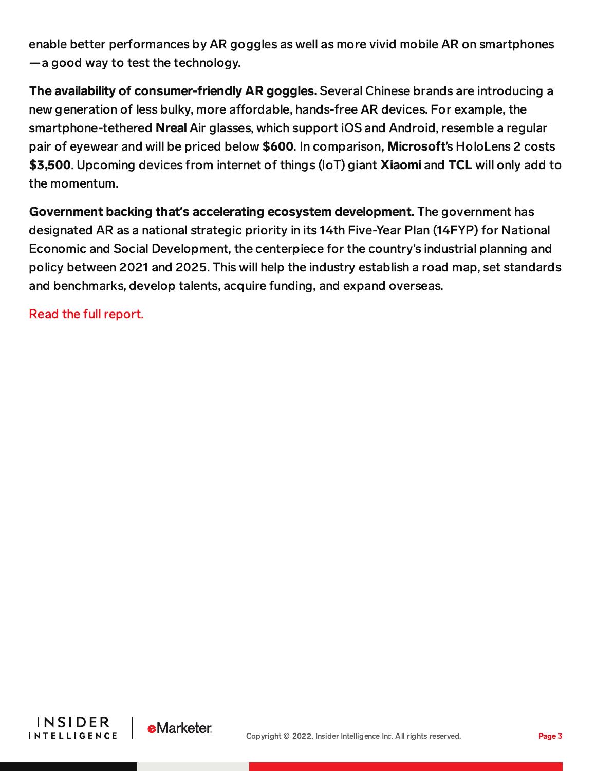enable better performances by AR goggles as well as more vivid mobile AR on smartphones—a good way to test the technology.

**The availability of consumer-friendly AR goggles.** Several Chinese brands are introducing a new generation of less bulky, more affordable, hands-free AR devices. For example, the smartphone-tethered **Nreal** Air glasses, which support iOS and Android, resemble a regular pair of eyewear and will be priced below **$600**. In comparison, **Microsoft**'s HoloLens 2 costs **$3,500**. Upcoming devices from internet of things (IoT) giant **Xiaomi** and **TCL** will only add to the momentum.

**Government backing that's accelerating ecosystem development.** The government has designated AR as a national strategic priority in its 14th Five-Year Plan (14FYP) for National Economic and Social Development, the centerpiece for the country's industrial planning and policy between 2021 and 2025. This will help the industry establish a road map, set standards and benchmarks, develop talents, acquire funding, and expand overseas.

Read the full report.